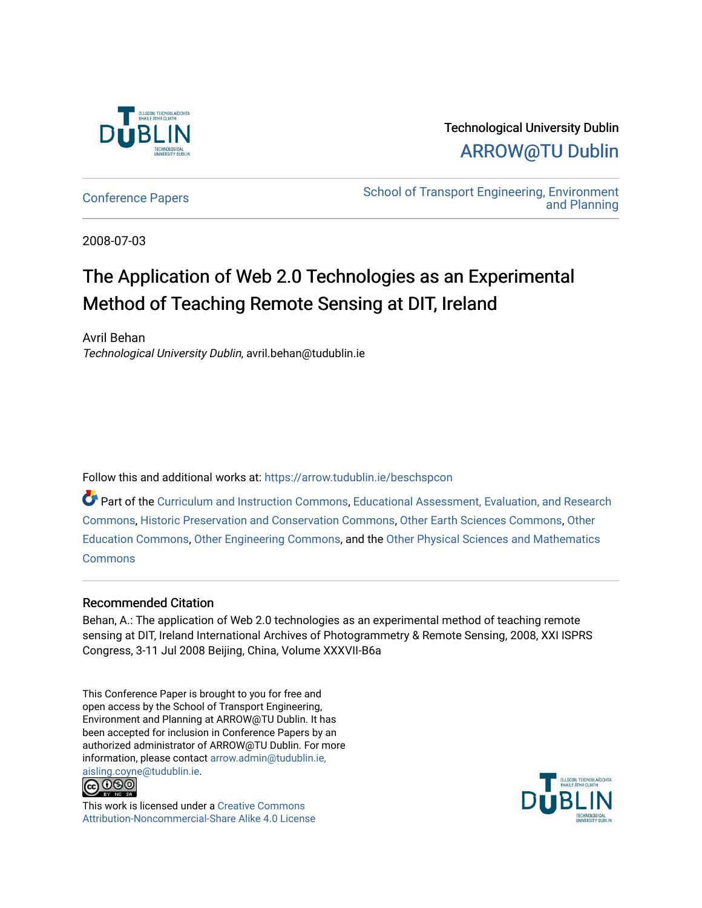Technological University Dublin

ARROW@TU Dublin

Conference Papers

School of Transport Engineering, Environment and Planning

2008-07-03

# The Application of Web 2.0 Technologies as an Experimental Method of Teaching Remote Sensing at DIT, Ireland

Avril Behan

*Technological University Dublin*, avril.behan@tudublin.ie

Follow this and additional works at: https://arrow.tudublin.ie/beschspcon

Part of the Curriculum and Instruction Commons, Educational Assessment, Evaluation, and Research Commons, Historic Preservation and Conservation Commons, Other Earth Sciences Commons, Other Education Commons, Other Engineering Commons, and the Other Physical Sciences and Mathematics Commons

## Recommended Citation

Behan, A.: The application of Web 2.0 technologies as an experimental method of teaching remote sensing at DIT, Ireland International Archives of Photogrammetry & Remote Sensing, 2008, XXI ISPRS Congress, 3-11 Jul 2008 Beijing, China, Volume XXXVII-B6a

This Conference Paper is brought to you for free and open access by the School of Transport Engineering, Environment and Planning at ARROW@TU Dublin. It has been accepted for inclusion in Conference Papers by an authorized administrator of ARROW@TU Dublin. For more information, please contact arrow.admin@tudublin.ie, aisling.coyne@tudublin.ie.

This work is licensed under a Creative Commons Attribution-Noncommercial-Share Alike 4.0 License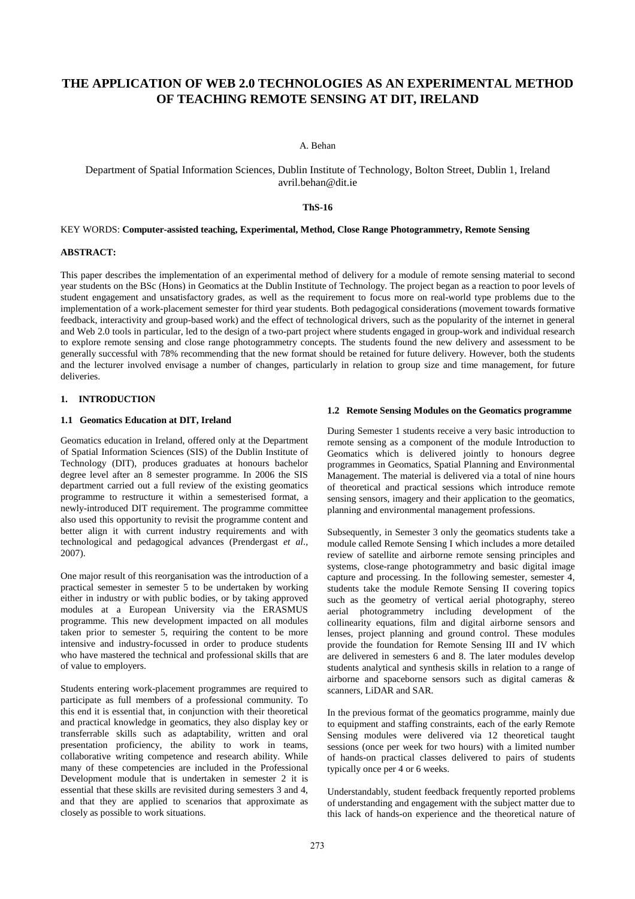# THE APPLICATION OF WEB 2.0 TECHNOLOGIES AS AN EXPERIMENTAL METHOD OF TEACHING REMOTE SENSING AT DIT, IRELAND

A. Behan

Department of Spatial Information Sciences, Dublin Institute of Technology, Bolton Street, Dublin 1, Ireland
avril.behan@dit.ie

**ThS-16**

KEY WORDS: **Computer-assisted teaching, Experimental, Method, Close Range Photogrammetry, Remote Sensing**

**ABSTRACT:**

This paper describes the implementation of an experimental method of delivery for a module of remote sensing material to second year students on the BSc (Hons) in Geomatics at the Dublin Institute of Technology. The project began as a reaction to poor levels of student engagement and unsatisfactory grades, as well as the requirement to focus more on real-world type problems due to the implementation of a work-placement semester for third year students. Both pedagogical considerations (movement towards formative feedback, interactivity and group-based work) and the effect of technological drivers, such as the popularity of the internet in general and Web 2.0 tools in particular, led to the design of a two-part project where students engaged in group-work and individual research to explore remote sensing and close range photogrammetry concepts. The students found the new delivery and assessment to be generally successful with 78% recommending that the new format should be retained for future delivery. However, both the students and the lecturer involved envisage a number of changes, particularly in relation to group size and time management, for future deliveries.

## 1. INTRODUCTION

### 1.1 Geomatics Education at DIT, Ireland

Geomatics education in Ireland, offered only at the Department of Spatial Information Sciences (SIS) of the Dublin Institute of Technology (DIT), produces graduates at honours bachelor degree level after an 8 semester programme. In 2006 the SIS department carried out a full review of the existing geomatics programme to restructure it within a semesterised format, a newly-introduced DIT requirement. The programme committee also used this opportunity to revisit the programme content and better align it with current industry requirements and with technological and pedagogical advances (Prendergast *et al.*, 2007).

One major result of this reorganisation was the introduction of a practical semester in semester 5 to be undertaken by working either in industry or with public bodies, or by taking approved modules at a European University via the ERASMUS programme. This new development impacted on all modules taken prior to semester 5, requiring the content to be more intensive and industry-focussed in order to produce students who have mastered the technical and professional skills that are of value to employers.

Students entering work-placement programmes are required to participate as full members of a professional community. To this end it is essential that, in conjunction with their theoretical and practical knowledge in geomatics, they also display key or transferrable skills such as adaptability, written and oral presentation proficiency, the ability to work in teams, collaborative writing competence and research ability. While many of these competencies are included in the Professional Development module that is undertaken in semester 2 it is essential that these skills are revisited during semesters 3 and 4, and that they are applied to scenarios that approximate as closely as possible to work situations.

### 1.2 Remote Sensing Modules on the Geomatics programme

During Semester 1 students receive a very basic introduction to remote sensing as a component of the module Introduction to Geomatics which is delivered jointly to honours degree programmes in Geomatics, Spatial Planning and Environmental Management. The material is delivered via a total of nine hours of theoretical and practical sessions which introduce remote sensing sensors, imagery and their application to the geomatics, planning and environmental management professions.

Subsequently, in Semester 3 only the geomatics students take a module called Remote Sensing I which includes a more detailed review of satellite and airborne remote sensing principles and systems, close-range photogrammetry and basic digital image capture and processing. In the following semester, semester 4, students take the module Remote Sensing II covering topics such as the geometry of vertical aerial photography, stereo aerial photogrammetry including development of the collinearity equations, film and digital airborne sensors and lenses, project planning and ground control. These modules provide the foundation for Remote Sensing III and IV which are delivered in semesters 6 and 8. The later modules develop students analytical and synthesis skills in relation to a range of airborne and spaceborne sensors such as digital cameras & scanners, LiDAR and SAR.

In the previous format of the geomatics programme, mainly due to equipment and staffing constraints, each of the early Remote Sensing modules were delivered via 12 theoretical taught sessions (once per week for two hours) with a limited number of hands-on practical classes delivered to pairs of students typically once per 4 or 6 weeks.

Understandably, student feedback frequently reported problems of understanding and engagement with the subject matter due to this lack of hands-on experience and the theoretical nature of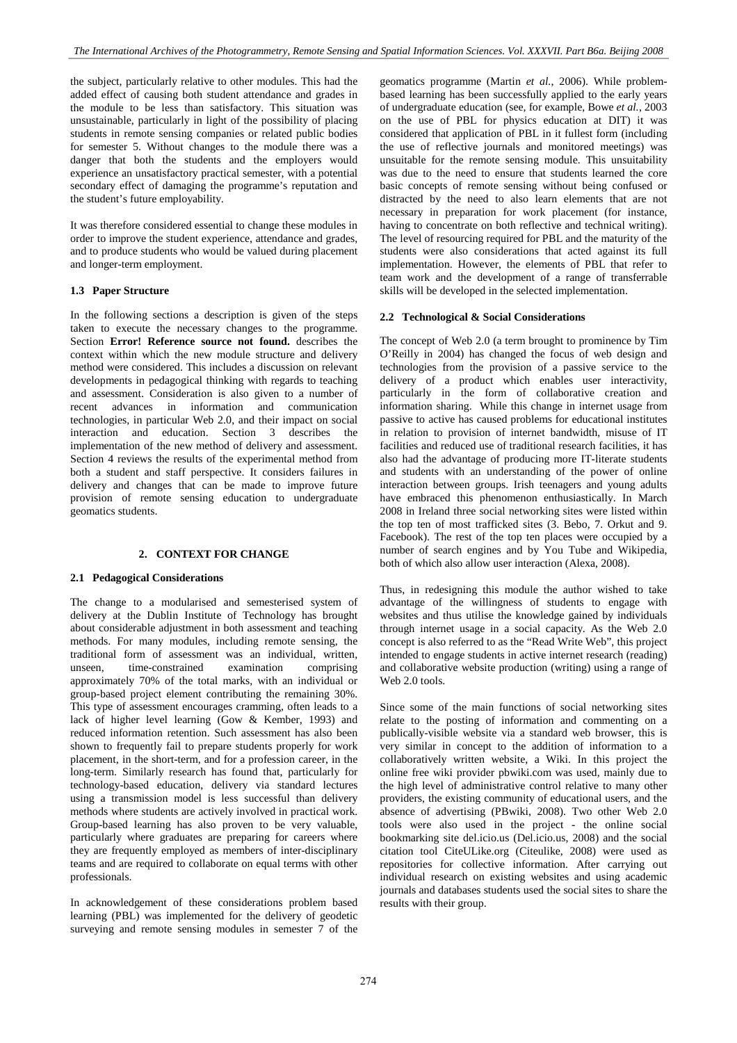the subject, particularly relative to other modules. This had the added effect of causing both student attendance and grades in the module to be less than satisfactory. This situation was unsustainable, particularly in light of the possibility of placing students in remote sensing companies or related public bodies for semester 5. Without changes to the module there was a danger that both the students and the employers would experience an unsatisfactory practical semester, with a potential secondary effect of damaging the programme's reputation and the student's future employability.

It was therefore considered essential to change these modules in order to improve the student experience, attendance and grades, and to produce students who would be valued during placement and longer-term employment.

### 1.3 Paper Structure

In the following sections a description is given of the steps taken to execute the necessary changes to the programme. Section **Error! Reference source not found.** describes the context within which the new module structure and delivery method were considered. This includes a discussion on relevant developments in pedagogical thinking with regards to teaching and assessment. Consideration is also given to a number of recent advances in information and communication technologies, in particular Web 2.0, and their impact on social interaction and education. Section 3 describes the implementation of the new method of delivery and assessment. Section 4 reviews the results of the experimental method from both a student and staff perspective. It considers failures in delivery and changes that can be made to improve future provision of remote sensing education to undergraduate geomatics students.

## 2. CONTEXT FOR CHANGE

### 2.1 Pedagogical Considerations

The change to a modularised and semesterised system of delivery at the Dublin Institute of Technology has brought about considerable adjustment in both assessment and teaching methods. For many modules, including remote sensing, the traditional form of assessment was an individual, written, unseen, time-constrained examination comprising approximately 70% of the total marks, with an individual or group-based project element contributing the remaining 30%. This type of assessment encourages cramming, often leads to a lack of higher level learning (Gow & Kember, 1993) and reduced information retention. Such assessment has also been shown to frequently fail to prepare students properly for work placement, in the short-term, and for a profession career, in the long-term. Similarly research has found that, particularly for technology-based education, delivery via standard lectures using a transmission model is less successful than delivery methods where students are actively involved in practical work. Group-based learning has also proven to be very valuable, particularly where graduates are preparing for careers where they are frequently employed as members of inter-disciplinary teams and are required to collaborate on equal terms with other professionals.

In acknowledgement of these considerations problem based learning (PBL) was implemented for the delivery of geodetic surveying and remote sensing modules in semester 7 of the geomatics programme (Martin *et al.*, 2006). While problem-based learning has been successfully applied to the early years of undergraduate education (see, for example, Bowe *et al.*, 2003 on the use of PBL for physics education at DIT) it was considered that application of PBL in it fullest form (including the use of reflective journals and monitored meetings) was unsuitable for the remote sensing module. This unsuitability was due to the need to ensure that students learned the core basic concepts of remote sensing without being confused or distracted by the need to also learn elements that are not necessary in preparation for work placement (for instance, having to concentrate on both reflective and technical writing). The level of resourcing required for PBL and the maturity of the students were also considerations that acted against its full implementation. However, the elements of PBL that refer to team work and the development of a range of transferrable skills will be developed in the selected implementation.

### 2.2 Technological & Social Considerations

The concept of Web 2.0 (a term brought to prominence by Tim O'Reilly in 2004) has changed the focus of web design and technologies from the provision of a passive service to the delivery of a product which enables user interactivity, particularly in the form of collaborative creation and information sharing. While this change in internet usage from passive to active has caused problems for educational institutes in relation to provision of internet bandwidth, misuse of IT facilities and reduced use of traditional research facilities, it has also had the advantage of producing more IT-literate students and students with an understanding of the power of online interaction between groups. Irish teenagers and young adults have embraced this phenomenon enthusiastically. In March 2008 in Ireland three social networking sites were listed within the top ten of most trafficked sites (3. Bebo, 7. Orkut and 9. Facebook). The rest of the top ten places were occupied by a number of search engines and by You Tube and Wikipedia, both of which also allow user interaction (Alexa, 2008).

Thus, in redesigning this module the author wished to take advantage of the willingness of students to engage with websites and thus utilise the knowledge gained by individuals through internet usage in a social capacity. As the Web 2.0 concept is also referred to as the "Read Write Web", this project intended to engage students in active internet research (reading) and collaborative website production (writing) using a range of Web 2.0 tools.

Since some of the main functions of social networking sites relate to the posting of information and commenting on a publically-visible website via a standard web browser, this is very similar in concept to the addition of information to a collaboratively written website, a Wiki. In this project the online free wiki provider pbwiki.com was used, mainly due to the high level of administrative control relative to many other providers, the existing community of educational users, and the absence of advertising (PBwiki, 2008). Two other Web 2.0 tools were also used in the project - the online social bookmarking site del.icio.us (Del.icio.us, 2008) and the social citation tool CiteULike.org (Citeulike, 2008) were used as repositories for collective information. After carrying out individual research on existing websites and using academic journals and databases students used the social sites to share the results with their group.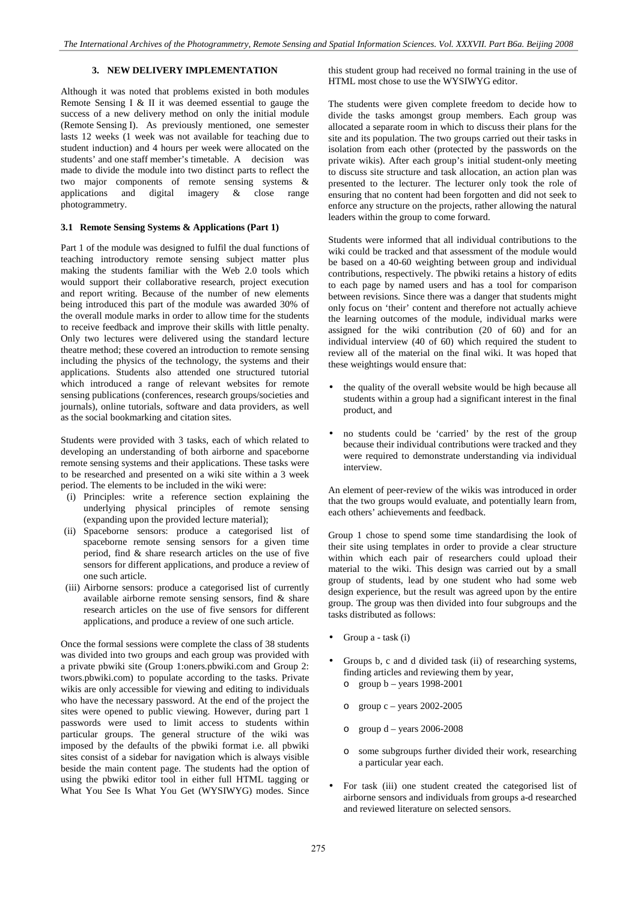## 3. NEW DELIVERY IMPLEMENTATION

Although it was noted that problems existed in both modules Remote Sensing I & II it was deemed essential to gauge the success of a new delivery method on only the initial module (Remote Sensing I). As previously mentioned, one semester lasts 12 weeks (1 week was not available for teaching due to student induction) and 4 hours per week were allocated on the students' and one staff member's timetable. A decision was made to divide the module into two distinct parts to reflect the two major components of remote sensing systems & applications and digital imagery & close range photogrammetry.

### 3.1 Remote Sensing Systems & Applications (Part 1)

Part 1 of the module was designed to fulfil the dual functions of teaching introductory remote sensing subject matter plus making the students familiar with the Web 2.0 tools which would support their collaborative research, project execution and report writing. Because of the number of new elements being introduced this part of the module was awarded 30% of the overall module marks in order to allow time for the students to receive feedback and improve their skills with little penalty. Only two lectures were delivered using the standard lecture theatre method; these covered an introduction to remote sensing including the physics of the technology, the systems and their applications. Students also attended one structured tutorial which introduced a range of relevant websites for remote sensing publications (conferences, research groups/societies and journals), online tutorials, software and data providers, as well as the social bookmarking and citation sites.

Students were provided with 3 tasks, each of which related to developing an understanding of both airborne and spaceborne remote sensing systems and their applications. These tasks were to be researched and presented on a wiki site within a 3 week period. The elements to be included in the wiki were:

(i) Principles: write a reference section explaining the underlying physical principles of remote sensing (expanding upon the provided lecture material);

(ii) Spaceborne sensors: produce a categorised list of spaceborne remote sensing sensors for a given time period, find & share research articles on the use of five sensors for different applications, and produce a review of one such article.

(iii) Airborne sensors: produce a categorised list of currently available airborne remote sensing sensors, find & share research articles on the use of five sensors for different applications, and produce a review of one such article.

Once the formal sessions were complete the class of 38 students was divided into two groups and each group was provided with a private pbwiki site (Group 1:oners.pbwiki.com and Group 2: twors.pbwiki.com) to populate according to the tasks. Private wikis are only accessible for viewing and editing to individuals who have the necessary password. At the end of the project the sites were opened to public viewing. However, during part 1 passwords were used to limit access to students within particular groups. The general structure of the wiki was imposed by the defaults of the pbwiki format i.e. all pbwiki sites consist of a sidebar for navigation which is always visible beside the main content page. The students had the option of using the pbwiki editor tool in either full HTML tagging or What You See Is What You Get (WYSIWYG) modes. Since this student group had received no formal training in the use of HTML most chose to use the WYSIWYG editor.

The students were given complete freedom to decide how to divide the tasks amongst group members. Each group was allocated a separate room in which to discuss their plans for the site and its population. The two groups carried out their tasks in isolation from each other (protected by the passwords on the private wikis). After each group's initial student-only meeting to discuss site structure and task allocation, an action plan was presented to the lecturer. The lecturer only took the role of ensuring that no content had been forgotten and did not seek to enforce any structure on the projects, rather allowing the natural leaders within the group to come forward.

Students were informed that all individual contributions to the wiki could be tracked and that assessment of the module would be based on a 40-60 weighting between group and individual contributions, respectively. The pbwiki retains a history of edits to each page by named users and has a tool for comparison between revisions. Since there was a danger that students might only focus on 'their' content and therefore not actually achieve the learning outcomes of the module, individual marks were assigned for the wiki contribution (20 of 60) and for an individual interview (40 of 60) which required the student to review all of the material on the final wiki. It was hoped that these weightings would ensure that:

- the quality of the overall website would be high because all students within a group had a significant interest in the final product, and
- no students could be 'carried' by the rest of the group because their individual contributions were tracked and they were required to demonstrate understanding via individual interview.

An element of peer-review of the wikis was introduced in order that the two groups would evaluate, and potentially learn from, each others' achievements and feedback.

Group 1 chose to spend some time standardising the look of their site using templates in order to provide a clear structure within which each pair of researchers could upload their material to the wiki. This design was carried out by a small group of students, lead by one student who had some web design experience, but the result was agreed upon by the entire group. The group was then divided into four subgroups and the tasks distributed as follows:

- Group a - task (i)
- Groups b, c and d divided task (ii) of researching systems, finding articles and reviewing them by year,
  - group b – years 1998-2001
  - group c – years 2002-2005
  - group d – years 2006-2008
  - some subgroups further divided their work, researching a particular year each.
- For task (iii) one student created the categorised list of airborne sensors and individuals from groups a-d researched and reviewed literature on selected sensors.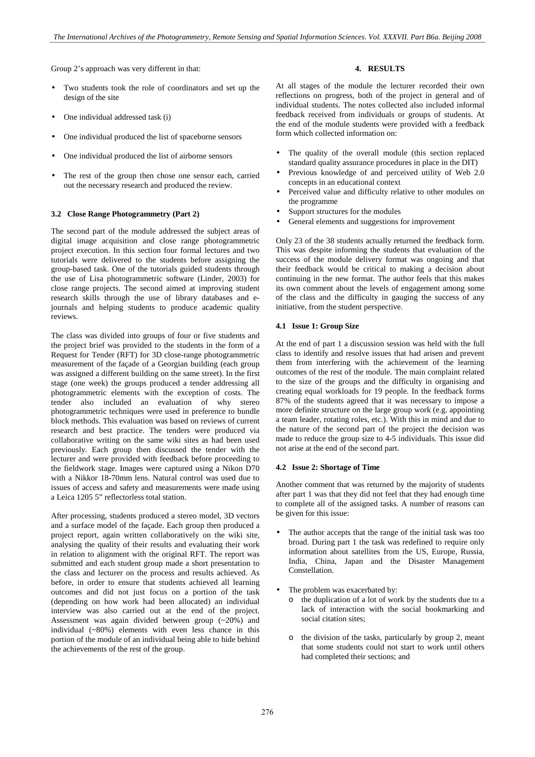Group 2's approach was very different in that:

- Two students took the role of coordinators and set up the design of the site
- One individual addressed task (i)
- One individual produced the list of spaceborne sensors
- One individual produced the list of airborne sensors
- The rest of the group then chose one sensor each, carried out the necessary research and produced the review.

### 3.2 Close Range Photogrammetry (Part 2)

The second part of the module addressed the subject areas of digital image acquisition and close range photogrammetric project execution. In this section four formal lectures and two tutorials were delivered to the students before assigning the group-based task. One of the tutorials guided students through the use of Lisa photogrammetric software (Linder, 2003) for close range projects. The second aimed at improving student research skills through the use of library databases and e-journals and helping students to produce academic quality reviews.

The class was divided into groups of four or five students and the project brief was provided to the students in the form of a Request for Tender (RFT) for 3D close-range photogrammetric measurement of the façade of a Georgian building (each group was assigned a different building on the same street). In the first stage (one week) the groups produced a tender addressing all photogrammetric elements with the exception of costs. The tender also included an evaluation of why stereo photogrammetric techniques were used in preference to bundle block methods. This evaluation was based on reviews of current research and best practice. The tenders were produced via collaborative writing on the same wiki sites as had been used previously. Each group then discussed the tender with the lecturer and were provided with feedback before proceeding to the fieldwork stage. Images were captured using a Nikon D70 with a Nikkor 18-70mm lens. Natural control was used due to issues of access and safety and measurements were made using a Leica 1205 5" reflectorless total station.

After processing, students produced a stereo model, 3D vectors and a surface model of the façade. Each group then produced a project report, again written collaboratively on the wiki site, analysing the quality of their results and evaluating their work in relation to alignment with the original RFT. The report was submitted and each student group made a short presentation to the class and lecturer on the process and results achieved. As before, in order to ensure that students achieved all learning outcomes and did not just focus on a portion of the task (depending on how work had been allocated) an individual interview was also carried out at the end of the project. Assessment was again divided between group (~20%) and individual (~80%) elements with even less chance in this portion of the module of an individual being able to hide behind the achievements of the rest of the group.

## 4. RESULTS

At all stages of the module the lecturer recorded their own reflections on progress, both of the project in general and of individual students. The notes collected also included informal feedback received from individuals or groups of students. At the end of the module students were provided with a feedback form which collected information on:

- The quality of the overall module (this section replaced standard quality assurance procedures in place in the DIT)
- Previous knowledge of and perceived utility of Web 2.0 concepts in an educational context
- Perceived value and difficulty relative to other modules on the programme
- Support structures for the modules
- General elements and suggestions for improvement

Only 23 of the 38 students actually returned the feedback form. This was despite informing the students that evaluation of the success of the module delivery format was ongoing and that their feedback would be critical to making a decision about continuing in the new format. The author feels that this makes its own comment about the levels of engagement among some of the class and the difficulty in gauging the success of any initiative, from the student perspective.

### 4.1 Issue 1: Group Size

At the end of part 1 a discussion session was held with the full class to identify and resolve issues that had arisen and prevent them from interfering with the achievement of the learning outcomes of the rest of the module. The main complaint related to the size of the groups and the difficulty in organising and creating equal workloads for 19 people. In the feedback forms 87% of the students agreed that it was necessary to impose a more definite structure on the large group work (e.g. appointing a team leader, rotating roles, etc.). With this in mind and due to the nature of the second part of the project the decision was made to reduce the group size to 4-5 individuals. This issue did not arise at the end of the second part.

### 4.2 Issue 2: Shortage of Time

Another comment that was returned by the majority of students after part 1 was that they did not feel that they had enough time to complete all of the assigned tasks. A number of reasons can be given for this issue:

- The author accepts that the range of the initial task was too broad. During part 1 the task was redefined to require only information about satellites from the US, Europe, Russia, India, China, Japan and the Disaster Management Constellation.
- The problem was exacerbated by:
  - the duplication of a lot of work by the students due to a lack of interaction with the social bookmarking and social citation sites;
  - the division of the tasks, particularly by group 2, meant that some students could not start to work until others had completed their sections; and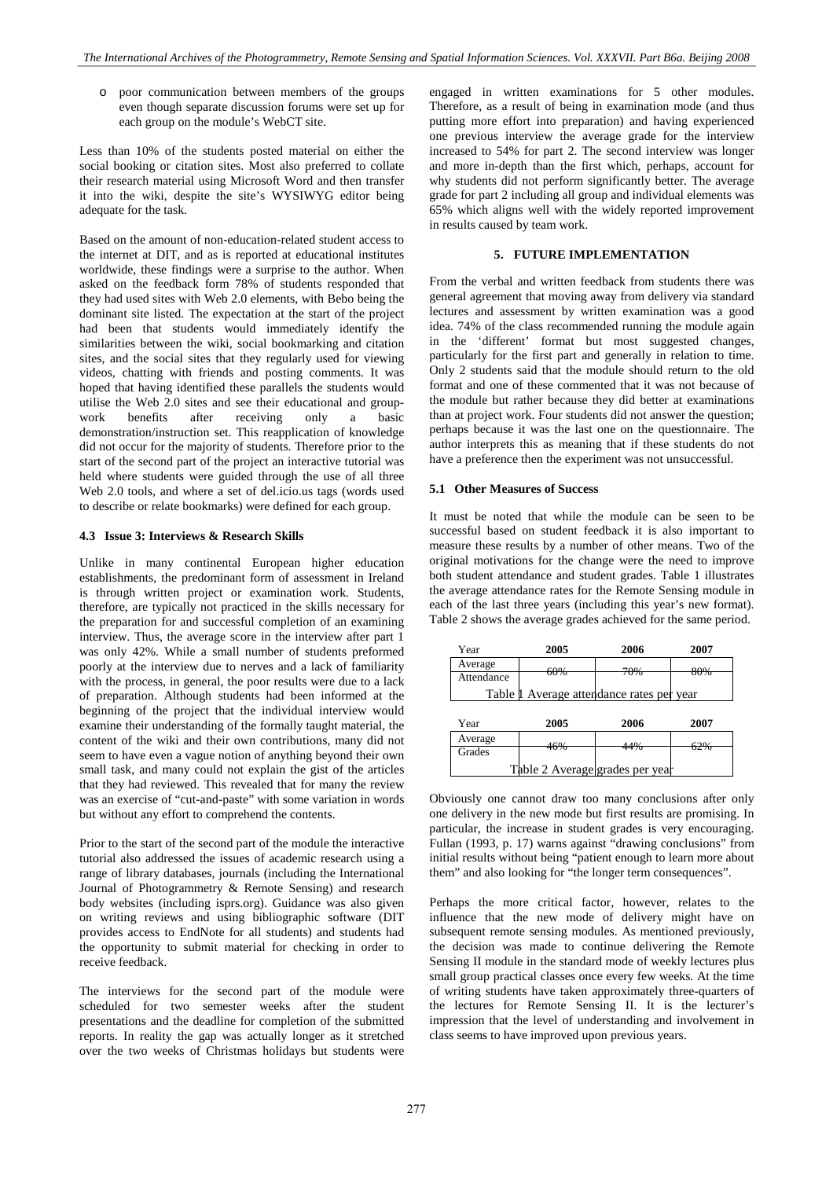- poor communication between members of the groups even though separate discussion forums were set up for each group on the module's WebCT site.

Less than 10% of the students posted material on either the social booking or citation sites. Most also preferred to collate their research material using Microsoft Word and then transfer it into the wiki, despite the site's WYSIWYG editor being adequate for the task.

Based on the amount of non-education-related student access to the internet at DIT, and as is reported at educational institutes worldwide, these findings were a surprise to the author. When asked on the feedback form 78% of students responded that they had used sites with Web 2.0 elements, with Bebo being the dominant site listed. The expectation at the start of the project had been that students would immediately identify the similarities between the wiki, social bookmarking and citation sites, and the social sites that they regularly used for viewing videos, chatting with friends and posting comments. It was hoped that having identified these parallels the students would utilise the Web 2.0 sites and see their educational and group-work benefits after receiving only a basic demonstration/instruction set. This reapplication of knowledge did not occur for the majority of students. Therefore prior to the start of the second part of the project an interactive tutorial was held where students were guided through the use of all three Web 2.0 tools, and where a set of del.icio.us tags (words used to describe or relate bookmarks) were defined for each group.

### 4.3 Issue 3: Interviews & Research Skills

Unlike in many continental European higher education establishments, the predominant form of assessment in Ireland is through written project or examination work. Students, therefore, are typically not practiced in the skills necessary for the preparation for and successful completion of an examining interview. Thus, the average score in the interview after part 1 was only 42%. While a small number of students preformed poorly at the interview due to nerves and a lack of familiarity with the process, in general, the poor results were due to a lack of preparation. Although students had been informed at the beginning of the project that the individual interview would examine their understanding of the formally taught material, the content of the wiki and their own contributions, many did not seem to have even a vague notion of anything beyond their own small task, and many could not explain the gist of the articles that they had reviewed. This revealed that for many the review was an exercise of "cut-and-paste" with some variation in words but without any effort to comprehend the contents.

Prior to the start of the second part of the module the interactive tutorial also addressed the issues of academic research using a range of library databases, journals (including the International Journal of Photogrammetry & Remote Sensing) and research body websites (including isprs.org). Guidance was also given on writing reviews and using bibliographic software (DIT provides access to EndNote for all students) and students had the opportunity to submit material for checking in order to receive feedback.

The interviews for the second part of the module were scheduled for two semester weeks after the student presentations and the deadline for completion of the submitted reports. In reality the gap was actually longer as it stretched over the two weeks of Christmas holidays but students were engaged in written examinations for 5 other modules. Therefore, as a result of being in examination mode (and thus putting more effort into preparation) and having experienced one previous interview the average grade for the interview increased to 54% for part 2. The second interview was longer and more in-depth than the first which, perhaps, account for why students did not perform significantly better. The average grade for part 2 including all group and individual elements was 65% which aligns well with the widely reported improvement in results caused by team work.

## 5. FUTURE IMPLEMENTATION

From the verbal and written feedback from students there was general agreement that moving away from delivery via standard lectures and assessment by written examination was a good idea. 74% of the class recommended running the module again in the 'different' format but most suggested changes, particularly for the first part and generally in relation to time. Only 2 students said that the module should return to the old format and one of these commented that it was not because of the module but rather because they did better at examinations than at project work. Four students did not answer the question; perhaps because it was the last one on the questionnaire. The author interprets this as meaning that if these students do not have a preference then the experiment was not unsuccessful.

### 5.1 Other Measures of Success

It must be noted that while the module can be seen to be successful based on student feedback it is also important to measure these results by a number of other means. Two of the original motivations for the change were the need to improve both student attendance and student grades. Table 1 illustrates the average attendance rates for the Remote Sensing module in each of the last three years (including this year's new format). Table 2 shows the average grades achieved for the same period.

| Year | 2005 | 2006 | 2007 |
|---|---|---|---|
| Average Attendance | 60% | 70% | 80% |

Table 1 Average attendance rates per year

| Year | 2005 | 2006 | 2007 |
|---|---|---|---|
| Average Grades | 46% | 44% | 62% |

Table 2 Average grades per year

Obviously one cannot draw too many conclusions after only one delivery in the new mode but first results are promising. In particular, the increase in student grades is very encouraging. Fullan (1993, p. 17) warns against "drawing conclusions" from initial results without being "patient enough to learn more about them" and also looking for "the longer term consequences".

Perhaps the more critical factor, however, relates to the influence that the new mode of delivery might have on subsequent remote sensing modules. As mentioned previously, the decision was made to continue delivering the Remote Sensing II module in the standard mode of weekly lectures plus small group practical classes once every few weeks. At the time of writing students have taken approximately three-quarters of the lectures for Remote Sensing II. It is the lecturer's impression that the level of understanding and involvement in class seems to have improved upon previous years.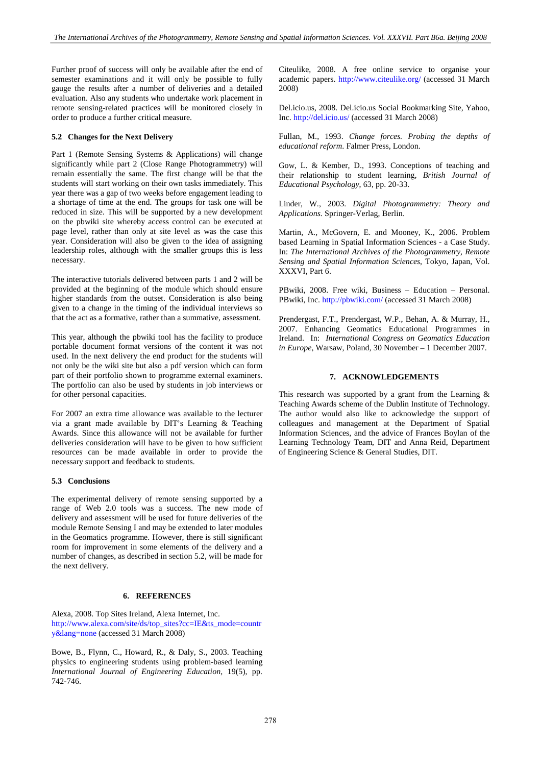Further proof of success will only be available after the end of semester examinations and it will only be possible to fully gauge the results after a number of deliveries and a detailed evaluation. Also any students who undertake work placement in remote sensing-related practices will be monitored closely in order to produce a further critical measure.

### 5.2 Changes for the Next Delivery

Part 1 (Remote Sensing Systems & Applications) will change significantly while part 2 (Close Range Photogrammetry) will remain essentially the same. The first change will be that the students will start working on their own tasks immediately. This year there was a gap of two weeks before engagement leading to a shortage of time at the end. The groups for task one will be reduced in size. This will be supported by a new development on the pbwiki site whereby access control can be executed at page level, rather than only at site level as was the case this year. Consideration will also be given to the idea of assigning leadership roles, although with the smaller groups this is less necessary.

The interactive tutorials delivered between parts 1 and 2 will be provided at the beginning of the module which should ensure higher standards from the outset. Consideration is also being given to a change in the timing of the individual interviews so that the act as a formative, rather than a summative, assessment.

This year, although the pbwiki tool has the facility to produce portable document format versions of the content it was not used. In the next delivery the end product for the students will not only be the wiki site but also a pdf version which can form part of their portfolio shown to programme external examiners. The portfolio can also be used by students in job interviews or for other personal capacities.

For 2007 an extra time allowance was available to the lecturer via a grant made available by DIT's Learning & Teaching Awards. Since this allowance will not be available for further deliveries consideration will have to be given to how sufficient resources can be made available in order to provide the necessary support and feedback to students.

### 5.3 Conclusions

The experimental delivery of remote sensing supported by a range of Web 2.0 tools was a success. The new mode of delivery and assessment will be used for future deliveries of the module Remote Sensing I and may be extended to later modules in the Geomatics programme. However, there is still significant room for improvement in some elements of the delivery and a number of changes, as described in section 5.2, will be made for the next delivery.

## 6. REFERENCES

Alexa, 2008. Top Sites Ireland, Alexa Internet, Inc. http://www.alexa.com/site/ds/top_sites?cc=IE&ts_mode=country&lang=none (accessed 31 March 2008)

Bowe, B., Flynn, C., Howard, R., & Daly, S., 2003. Teaching physics to engineering students using problem-based learning *International Journal of Engineering Education*, 19(5), pp. 742-746.

Citeulike, 2008. A free online service to organise your academic papers. http://www.citeulike.org/ (accessed 31 March 2008)

Del.icio.us, 2008. Del.icio.us Social Bookmarking Site, Yahoo, Inc. http://del.icio.us/ (accessed 31 March 2008)

Fullan, M., 1993. *Change forces. Probing the depths of educational reform*. Falmer Press, London.

Gow, L. & Kember, D., 1993. Conceptions of teaching and their relationship to student learning, *British Journal of Educational Psychology*, 63, pp. 20-33.

Linder, W., 2003. *Digital Photogrammetry: Theory and Applications.* Springer-Verlag, Berlin.

Martin, A., McGovern, E. and Mooney, K., 2006. Problem based Learning in Spatial Information Sciences - a Case Study. In: *The International Archives of the Photogrammetry, Remote Sensing and Spatial Information Sciences*, Tokyo, Japan, Vol. XXXVI, Part 6.

PBwiki, 2008. Free wiki, Business – Education – Personal. PBwiki, Inc. http://pbwiki.com/ (accessed 31 March 2008)

Prendergast, F.T., Prendergast, W.P., Behan, A. & Murray, H., 2007. Enhancing Geomatics Educational Programmes in Ireland. In: *International Congress on Geomatics Education in Europe*, Warsaw, Poland, 30 November – 1 December 2007.

## 7. ACKNOWLEDGEMENTS

This research was supported by a grant from the Learning & Teaching Awards scheme of the Dublin Institute of Technology. The author would also like to acknowledge the support of colleagues and management at the Department of Spatial Information Sciences, and the advice of Frances Boylan of the Learning Technology Team, DIT and Anna Reid, Department of Engineering Science & General Studies, DIT.